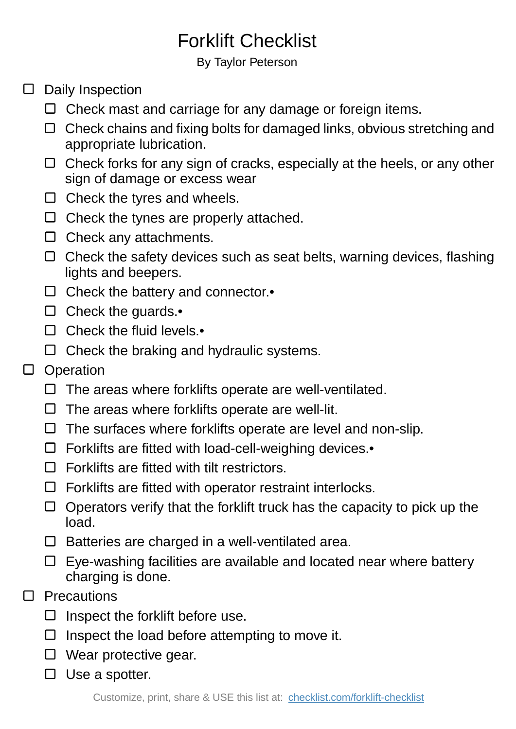# Forklift Checklist

By Taylor Peterson

- [ ] Daily Inspection
  - [ ] Check mast and carriage for any damage or foreign items.
  - [ ] Check chains and fixing bolts for damaged links, obvious stretching and appropriate lubrication.
  - [ ] Check forks for any sign of cracks, especially at the heels, or any other sign of damage or excess wear
  - [ ] Check the tyres and wheels.
  - [ ] Check the tynes are properly attached.
  - [ ] Check any attachments.
  - [ ] Check the safety devices such as seat belts, warning devices, flashing lights and beepers.
  - [ ] Check the battery and connector.•
  - [ ] Check the guards.•
  - [ ] Check the fluid levels.•
  - [ ] Check the braking and hydraulic systems.
- [ ] Operation
  - [ ] The areas where forklifts operate are well-ventilated.
  - [ ] The areas where forklifts operate are well-lit.
  - [ ] The surfaces where forklifts operate are level and non-slip.
  - [ ] Forklifts are fitted with load-cell-weighing devices.•
  - [ ] Forklifts are fitted with tilt restrictors.
  - [ ] Forklifts are fitted with operator restraint interlocks.
  - [ ] Operators verify that the forklift truck has the capacity to pick up the load.
  - [ ] Batteries are charged in a well-ventilated area.
  - [ ] Eye-washing facilities are available and located near where battery charging is done.
- [ ] Precautions
  - [ ] Inspect the forklift before use.
  - [ ] Inspect the load before attempting to move it.
  - [ ] Wear protective gear.
  - [ ] Use a spotter.

Customize, print, share & USE this list at: [checklist.com/forklift-checklist](checklist.com/forklift-checklist)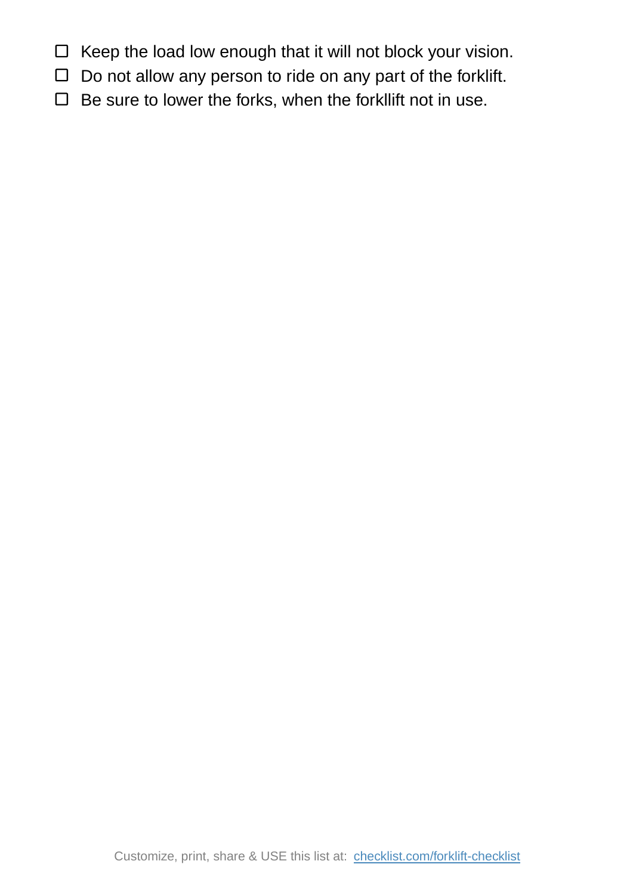- [ ] Keep the load low enough that it will not block your vision.
- [ ] Do not allow any person to ride on any part of the forklift.
- [ ] Be sure to lower the forks, when the forkllift not in use.

Customize, print, share & USE this list at: [checklist.com/forklift-checklist](checklist.com/forklift-checklist)